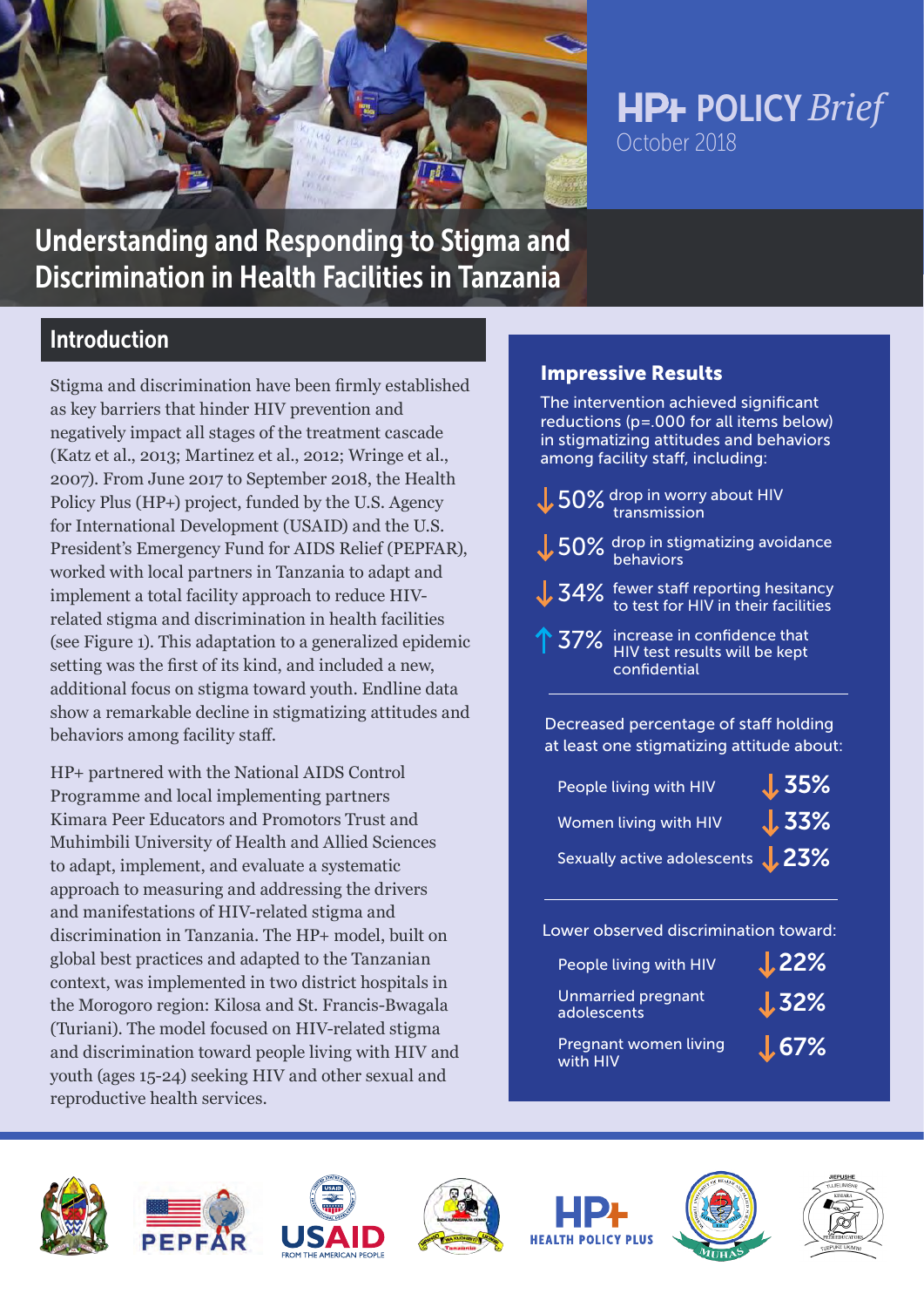HP+ POLICY *Brief*

October 2018

# Understanding and Responding to Stigma and Discrimination in Health Facilities in Tanzania

## Introduction

Stigma and discrimination have been firmly established as key barriers that hinder HIV prevention and negatively impact all stages of the treatment cascade (Katz et al., 2013; Martinez et al., 2012; Wringe et al., 2007). From June 2017 to September 2018, the Health Policy Plus (HP+) project, funded by the U.S. Agency for International Development (USAID) and the U.S. President's Emergency Fund for AIDS Relief (PEPFAR), worked with local partners in Tanzania to adapt and implement a total facility approach to reduce HIV-related stigma and discrimination in health facilities (see Figure 1). This adaptation to a generalized epidemic setting was the first of its kind, and included a new, additional focus on stigma toward youth. Endline data show a remarkable decline in stigmatizing attitudes and behaviors among facility staff.

HP+ partnered with the National AIDS Control Programme and local implementing partners Kimara Peer Educators and Promotors Trust and Muhimbili University of Health and Allied Sciences to adapt, implement, and evaluate a systematic approach to measuring and addressing the drivers and manifestations of HIV-related stigma and discrimination in Tanzania. The HP+ model, built on global best practices and adapted to the Tanzanian context, was implemented in two district hospitals in the Morogoro region: Kilosa and St. Francis-Bwagala (Turiani). The model focused on HIV-related stigma and discrimination toward people living with HIV and youth (ages 15-24) seeking HIV and other sexual and reproductive health services.

### Impressive Results

The intervention achieved significant reductions ($p=.000$ for all items below) in stigmatizing attitudes and behaviors among facility staff, including:

- ↓ 50% drop in worry about HIV transmission
- ↓ 50% drop in stigmatizing avoidance behaviors
- ↓ 34% fewer staff reporting hesitancy to test for HIV in their facilities
- ↑ 37% increase in confidence that HIV test results will be kept confidential

Decreased percentage of staff holding at least one stigmatizing attitude about:

| | |
|---|---|
| People living with HIV | ↓ 35% |
| Women living with HIV | ↓ 33% |
| Sexually active adolescents | ↓ 23% |

Lower observed discrimination toward:

| | |
|---|---|
| People living with HIV | ↓ 22% |
| Unmarried pregnant adolescents | ↓ 32% |
| Pregnant women living with HIV | ↓ 67% |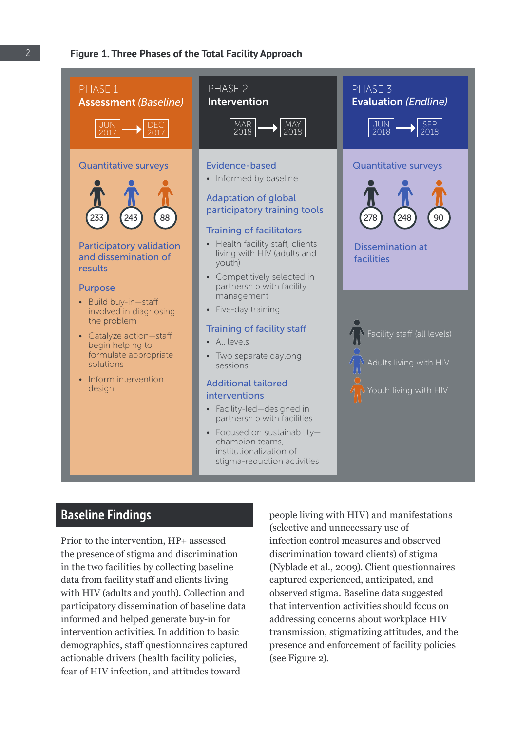**Figure 1. Three Phases of the Total Facility Approach**

**PHASE 1**
**Assessment** *(Baseline)*
JUN 2017 → DEC 2017

Quantitative surveys

233 | 243 | 88

Participatory validation and dissemination of results

Purpose

- Build buy-in—staff involved in diagnosing the problem
- Catalyze action—staff begin helping to formulate appropriate solutions
- Inform intervention design

**PHASE 2**
**Intervention**
MAR 2018 → MAY 2018

Evidence-based

- Informed by baseline

Adaptation of global participatory training tools

Training of facilitators

- Health facility staff, clients living with HIV (adults and youth)
- Competitively selected in partnership with facility management
- Five-day training

Training of facility staff

- All levels
- Two separate daylong sessions

Additional tailored interventions

- Facility-led—designed in partnership with facilities
- Focused on sustainability—champion teams, institutionalization of stigma-reduction activities

**PHASE 3**
**Evaluation** *(Endline)*
JUN 2018 → SEP 2018

Quantitative surveys

278 | 248 | 90

Dissemination at facilities

Facility staff (all levels)
Adults living with HIV
Youth living with HIV

## Baseline Findings

Prior to the intervention, HP+ assessed the presence of stigma and discrimination in the two facilities by collecting baseline data from facility staff and clients living with HIV (adults and youth). Collection and participatory dissemination of baseline data informed and helped generate buy-in for intervention activities. In addition to basic demographics, staff questionnaires captured actionable drivers (health facility policies, fear of HIV infection, and attitudes toward people living with HIV) and manifestations (selective and unnecessary use of infection control measures and observed discrimination toward clients) of stigma (Nyblade et al., 2009). Client questionnaires captured experienced, anticipated, and observed stigma. Baseline data suggested that intervention activities should focus on addressing concerns about workplace HIV transmission, stigmatizing attitudes, and the presence and enforcement of facility policies (see Figure 2).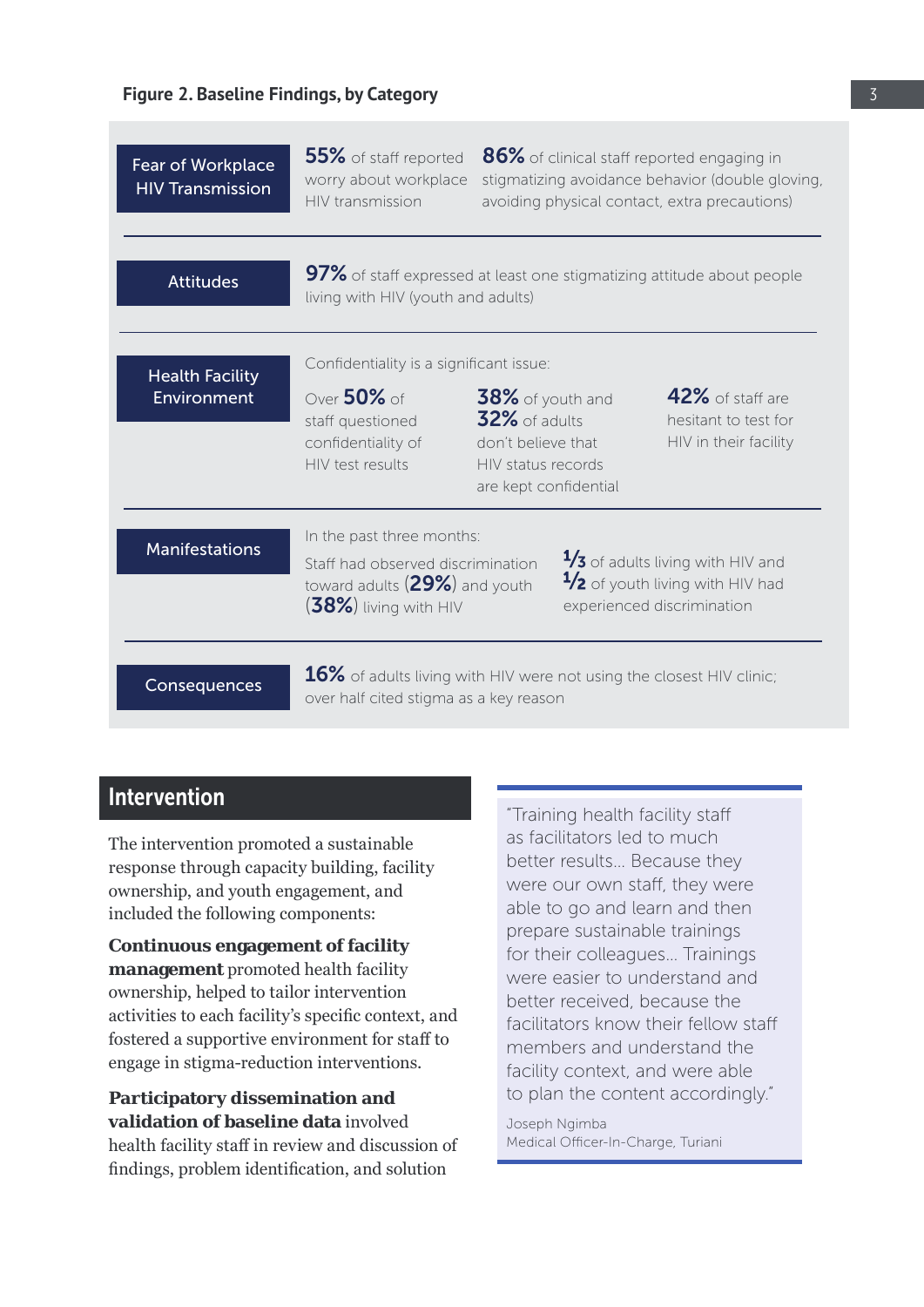**Figure 2. Baseline Findings, by Category**

| Category | Findings |
| --- | --- |
| Fear of Workplace HIV Transmission | **55%** of staff reported worry about workplace HIV transmission; **86%** of clinical staff reported engaging in stigmatizing avoidance behavior (double gloving, avoiding physical contact, extra precautions) |
| Attitudes | **97%** of staff expressed at least one stigmatizing attitude about people living with HIV (youth and adults) |
| Health Facility Environment | Confidentiality is a significant issue: Over **50%** of staff questioned confidentiality of HIV test results; **38%** of youth and **32%** of adults don't believe that HIV status records are kept confidential; **42%** of staff are hesitant to test for HIV in their facility |
| Manifestations | In the past three months: Staff had observed discrimination toward adults (**29%**) and youth (**38%**) living with HIV; **1/3** of adults living with HIV and **1/2** of youth living with HIV had experienced discrimination |
| Consequences | **16%** of adults living with HIV were not using the closest HIV clinic; over half cited stigma as a key reason |

## Intervention

The intervention promoted a sustainable response through capacity building, facility ownership, and youth engagement, and included the following components:

**Continuous engagement of facility management** promoted health facility ownership, helped to tailor intervention activities to each facility's specific context, and fostered a supportive environment for staff to engage in stigma-reduction interventions.

**Participatory dissemination and validation of baseline data** involved health facility staff in review and discussion of findings, problem identification, and solution

> "Training health facility staff as facilitators led to much better results… Because they were our own staff, they were able to go and learn and then prepare sustainable trainings for their colleagues… Trainings were easier to understand and better received, because the facilitators know their fellow staff members and understand the facility context, and were able to plan the content accordingly."
>
> Joseph Ngimba
> Medical Officer-In-Charge, Turiani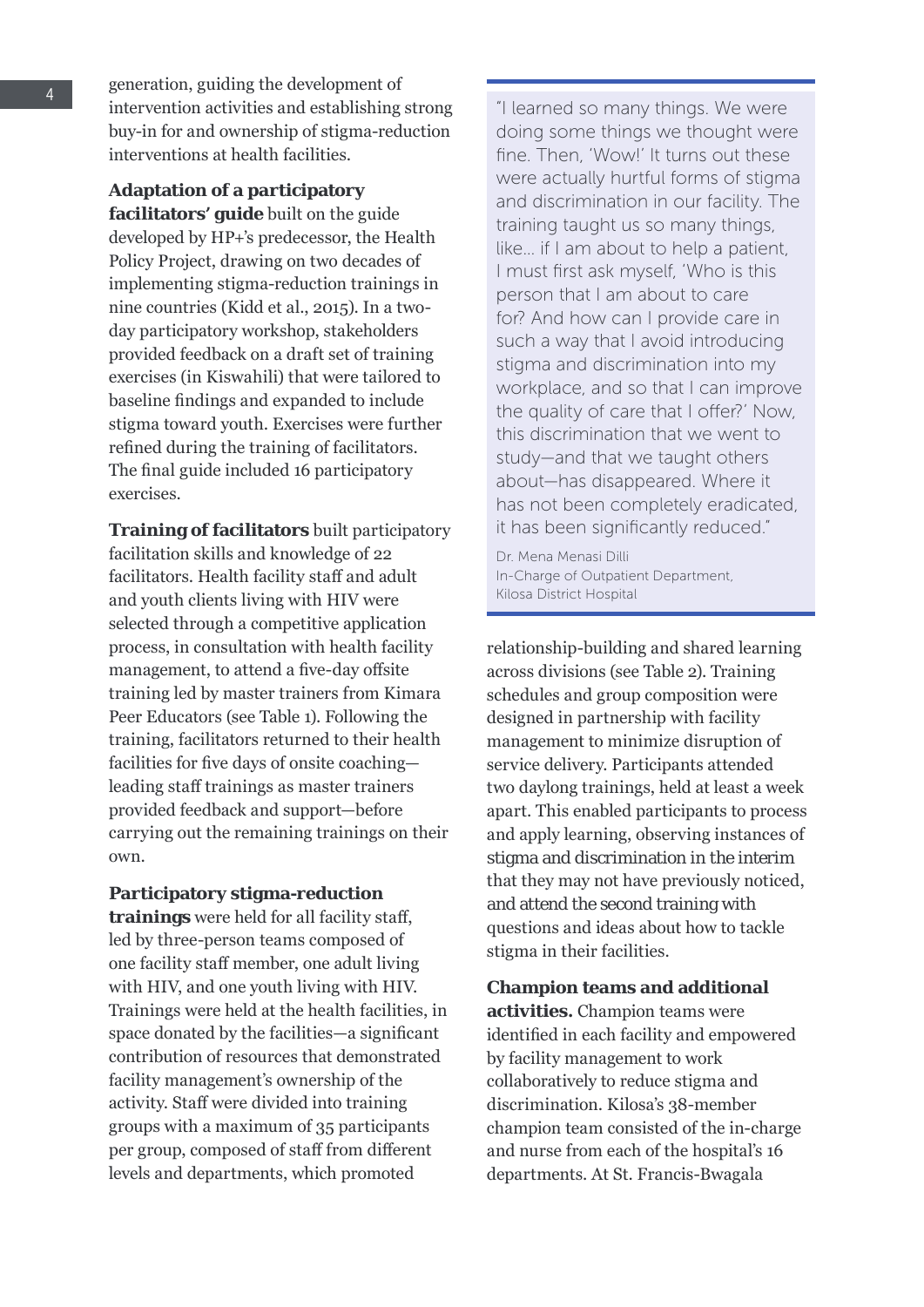generation, guiding the development of intervention activities and establishing strong buy-in for and ownership of stigma-reduction interventions at health facilities.

**Adaptation of a participatory facilitators' guide** built on the guide developed by HP+'s predecessor, the Health Policy Project, drawing on two decades of implementing stigma-reduction trainings in nine countries (Kidd et al., 2015). In a two-day participatory workshop, stakeholders provided feedback on a draft set of training exercises (in Kiswahili) that were tailored to baseline findings and expanded to include stigma toward youth. Exercises were further refined during the training of facilitators. The final guide included 16 participatory exercises.

**Training of facilitators** built participatory facilitation skills and knowledge of 22 facilitators. Health facility staff and adult and youth clients living with HIV were selected through a competitive application process, in consultation with health facility management, to attend a five-day offsite training led by master trainers from Kimara Peer Educators (see Table 1). Following the training, facilitators returned to their health facilities for five days of onsite coaching—leading staff trainings as master trainers provided feedback and support—before carrying out the remaining trainings on their own.

**Participatory stigma-reduction trainings** were held for all facility staff, led by three-person teams composed of one facility staff member, one adult living with HIV, and one youth living with HIV. Trainings were held at the health facilities, in space donated by the facilities—a significant contribution of resources that demonstrated facility management's ownership of the activity. Staff were divided into training groups with a maximum of 35 participants per group, composed of staff from different levels and departments, which promoted relationship-building and shared learning across divisions (see Table 2). Training schedules and group composition were designed in partnership with facility management to minimize disruption of service delivery. Participants attended two daylong trainings, held at least a week apart. This enabled participants to process and apply learning, observing instances of stigma and discrimination in the interim that they may not have previously noticed, and attend the second training with questions and ideas about how to tackle stigma in their facilities.

> "I learned so many things. We were doing some things we thought were fine. Then, 'Wow!' It turns out these were actually hurtful forms of stigma and discrimination in our facility. The training taught us so many things, like... if I am about to help a patient, I must first ask myself, 'Who is this person that I am about to care for? And how can I provide care in such a way that I avoid introducing stigma and discrimination into my workplace, and so that I can improve the quality of care that I offer?' Now, this discrimination that we went to study—and that we taught others about—has disappeared. Where it has not been completely eradicated, it has been significantly reduced."
>
> Dr. Mena Menasi Dilli
> In-Charge of Outpatient Department,
> Kilosa District Hospital

**Champion teams and additional activities.** Champion teams were identified in each facility and empowered by facility management to work collaboratively to reduce stigma and discrimination. Kilosa's 38-member champion team consisted of the in-charge and nurse from each of the hospital's 16 departments. At St. Francis-Bwagala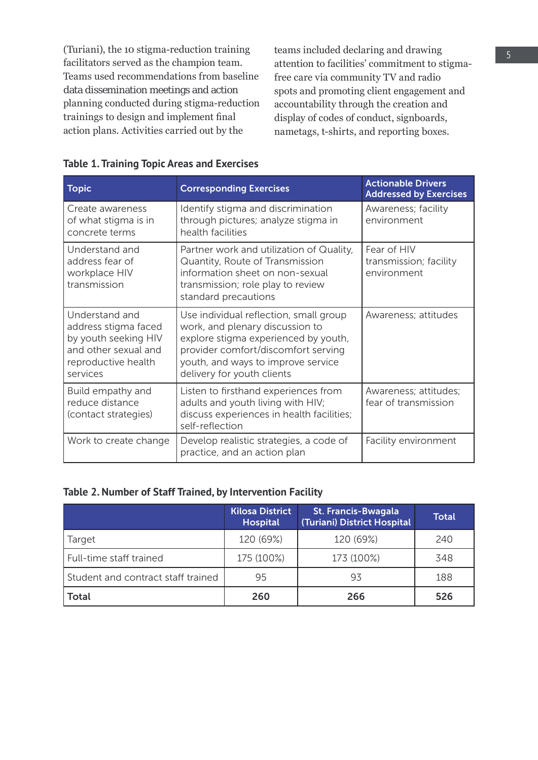(Turiani), the 10 stigma-reduction training facilitators served as the champion team. Teams used recommendations from baseline data dissemination meetings and action planning conducted during stigma-reduction trainings to design and implement final action plans. Activities carried out by the teams included declaring and drawing attention to facilities' commitment to stigma-free care via community TV and radio spots and promoting client engagement and accountability through the creation and display of codes of conduct, signboards, nametags, t-shirts, and reporting boxes.

**Table 1. Training Topic Areas and Exercises**

| Topic | Corresponding Exercises | Actionable Drivers Addressed by Exercises |
|---|---|---|
| Create awareness of what stigma is in concrete terms | Identify stigma and discrimination through pictures; analyze stigma in health facilities | Awareness; facility environment |
| Understand and address fear of workplace HIV transmission | Partner work and utilization of Quality, Quantity, Route of Transmission information sheet on non-sexual transmission; role play to review standard precautions | Fear of HIV transmission; facility environment |
| Understand and address stigma faced by youth seeking HIV and other sexual and reproductive health services | Use individual reflection, small group work, and plenary discussion to explore stigma experienced by youth, provider comfort/discomfort serving youth, and ways to improve service delivery for youth clients | Awareness; attitudes |
| Build empathy and reduce distance (contact strategies) | Listen to firsthand experiences from adults and youth living with HIV; discuss experiences in health facilities; self-reflection | Awareness; attitudes; fear of transmission |
| Work to create change | Develop realistic strategies, a code of practice, and an action plan | Facility environment |

**Table 2. Number of Staff Trained, by Intervention Facility**

| | Kilosa District Hospital | St. Francis-Bwagala (Turiani) District Hospital | Total |
|---|---|---|---|
| Target | 120 (69%) | 120 (69%) | 240 |
| Full-time staff trained | 175 (100%) | 173 (100%) | 348 |
| Student and contract staff trained | 95 | 93 | 188 |
| **Total** | **260** | **266** | **526** |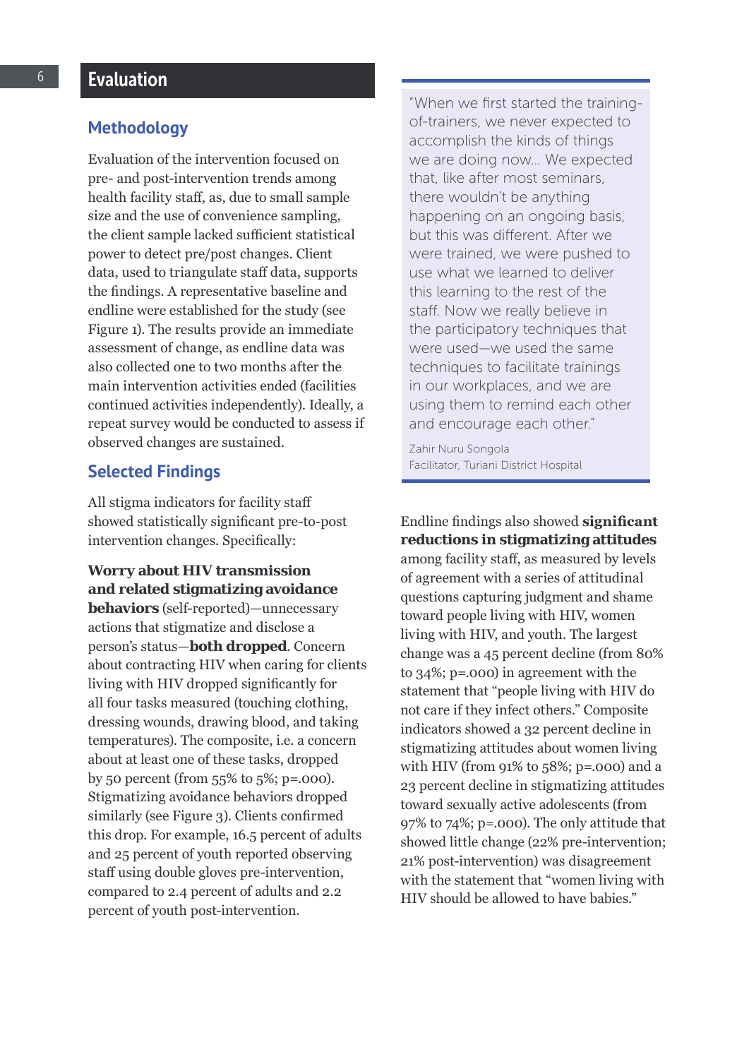# Evaluation

## Methodology

Evaluation of the intervention focused on pre- and post-intervention trends among health facility staff, as, due to small sample size and the use of convenience sampling, the client sample lacked sufficient statistical power to detect pre/post changes. Client data, used to triangulate staff data, supports the findings. A representative baseline and endline were established for the study (see Figure 1). The results provide an immediate assessment of change, as endline data was also collected one to two months after the main intervention activities ended (facilities continued activities independently). Ideally, a repeat survey would be conducted to assess if observed changes are sustained.

## Selected Findings

All stigma indicators for facility staff showed statistically significant pre-to-post intervention changes. Specifically:

**Worry about HIV transmission and related stigmatizing avoidance behaviors** (self-reported)—unnecessary actions that stigmatize and disclose a person's status—**both dropped**. Concern about contracting HIV when caring for clients living with HIV dropped significantly for all four tasks measured (touching clothing, dressing wounds, drawing blood, and taking temperatures). The composite, i.e. a concern about at least one of these tasks, dropped by 50 percent (from 55% to 5%; p=.000). Stigmatizing avoidance behaviors dropped similarly (see Figure 3). Clients confirmed this drop. For example, 16.5 percent of adults and 25 percent of youth reported observing staff using double gloves pre-intervention, compared to 2.4 percent of adults and 2.2 percent of youth post-intervention.

> "When we first started the training-of-trainers, we never expected to accomplish the kinds of things we are doing now... We expected that, like after most seminars, there wouldn't be anything happening on an ongoing basis, but this was different. After we were trained, we were pushed to use what we learned to deliver this learning to the rest of the staff. Now we really believe in the participatory techniques that were used—we used the same techniques to facilitate trainings in our workplaces, and we are using them to remind each other and encourage each other."
>
> Zahir Nuru Songola
> Facilitator, Turiani District Hospital

Endline findings also showed **significant reductions in stigmatizing attitudes** among facility staff, as measured by levels of agreement with a series of attitudinal questions capturing judgment and shame toward people living with HIV, women living with HIV, and youth. The largest change was a 45 percent decline (from 80% to 34%; p=.000) in agreement with the statement that "people living with HIV do not care if they infect others." Composite indicators showed a 32 percent decline in stigmatizing attitudes about women living with HIV (from 91% to 58%; p=.000) and a 23 percent decline in stigmatizing attitudes toward sexually active adolescents (from 97% to 74%; p=.000). The only attitude that showed little change (22% pre-intervention; 21% post-intervention) was disagreement with the statement that "women living with HIV should be allowed to have babies."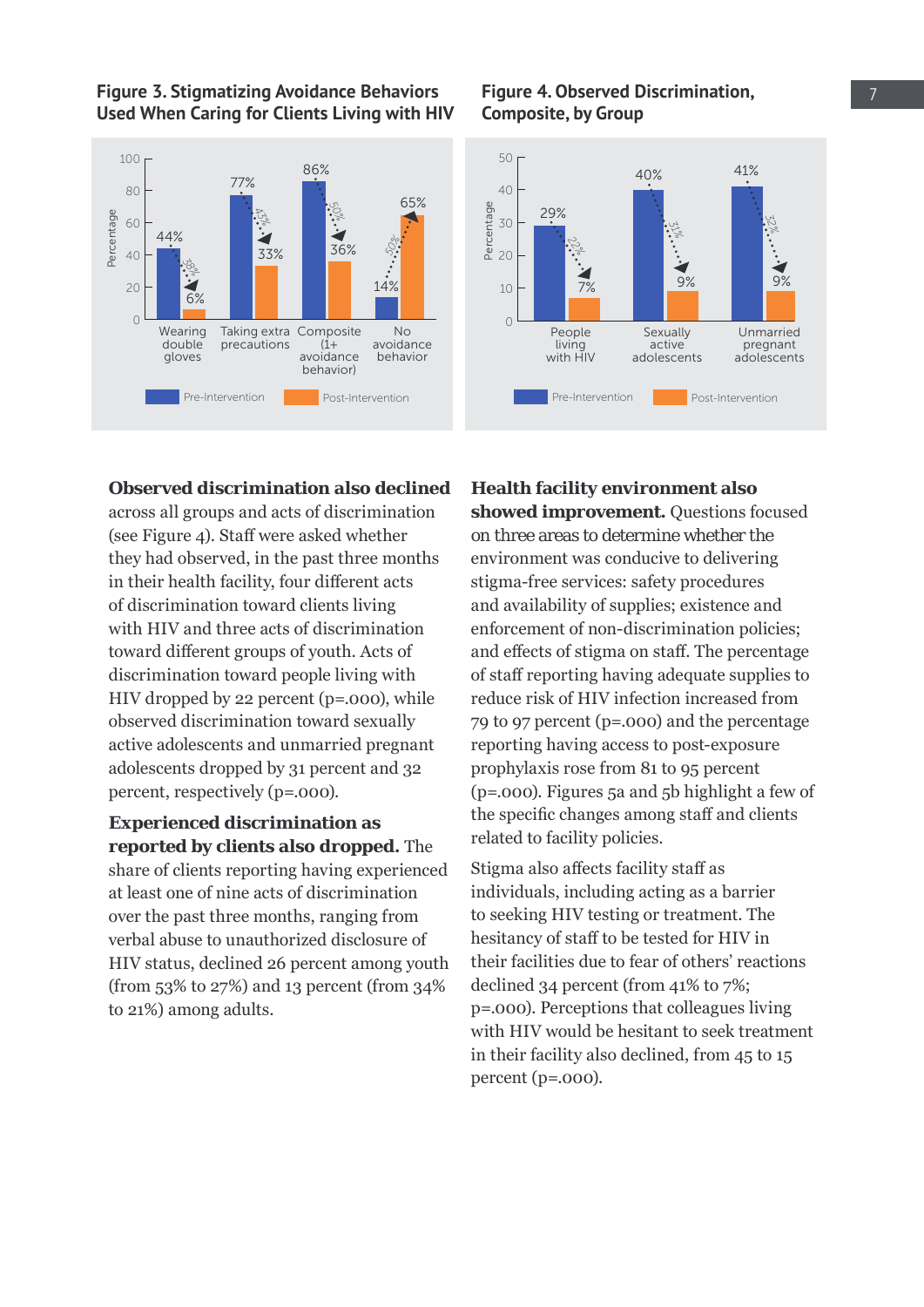**Figure 3. Stigmatizing Avoidance Behaviors Used When Caring for Clients Living with HIV**

| Behavior | Pre-Intervention | Post-Intervention | Change |
|---|---|---|---|
| Wearing double gloves | 44% | 6% | 38% |
| Taking extra precautions | 77% | 33% | 43% |
| Composite (1+ avoidance behavior) | 86% | 36% | 50% |
| No avoidance behavior | 14% | 65% | 50% |

**Figure 4. Observed Discrimination, Composite, by Group**

| Group | Pre-Intervention | Post-Intervention | Change |
|---|---|---|---|
| People living with HIV | 29% | 7% | 22% |
| Sexually active adolescents | 40% | 9% | 31% |
| Unmarried pregnant adolescents | 41% | 9% | 32% |

**Observed discrimination also declined** across all groups and acts of discrimination (see Figure 4). Staff were asked whether they had observed, in the past three months in their health facility, four different acts of discrimination toward clients living with HIV and three acts of discrimination toward different groups of youth. Acts of discrimination toward people living with HIV dropped by 22 percent (p=.000), while observed discrimination toward sexually active adolescents and unmarried pregnant adolescents dropped by 31 percent and 32 percent, respectively (p=.000).

**Experienced discrimination as reported by clients also dropped.** The share of clients reporting having experienced at least one of nine acts of discrimination over the past three months, ranging from verbal abuse to unauthorized disclosure of HIV status, declined 26 percent among youth (from 53% to 27%) and 13 percent (from 34% to 21%) among adults.

**Health facility environment also showed improvement.** Questions focused on three areas to determine whether the environment was conducive to delivering stigma-free services: safety procedures and availability of supplies; existence and enforcement of non-discrimination policies; and effects of stigma on staff. The percentage of staff reporting having adequate supplies to reduce risk of HIV infection increased from 79 to 97 percent (p=.000) and the percentage reporting having access to post-exposure prophylaxis rose from 81 to 95 percent (p=.000). Figures 5a and 5b highlight a few of the specific changes among staff and clients related to facility policies.

Stigma also affects facility staff as individuals, including acting as a barrier to seeking HIV testing or treatment. The hesitancy of staff to be tested for HIV in their facilities due to fear of others' reactions declined 34 percent (from 41% to 7%; p=.000). Perceptions that colleagues living with HIV would be hesitant to seek treatment in their facility also declined, from 45 to 15 percent (p=.000).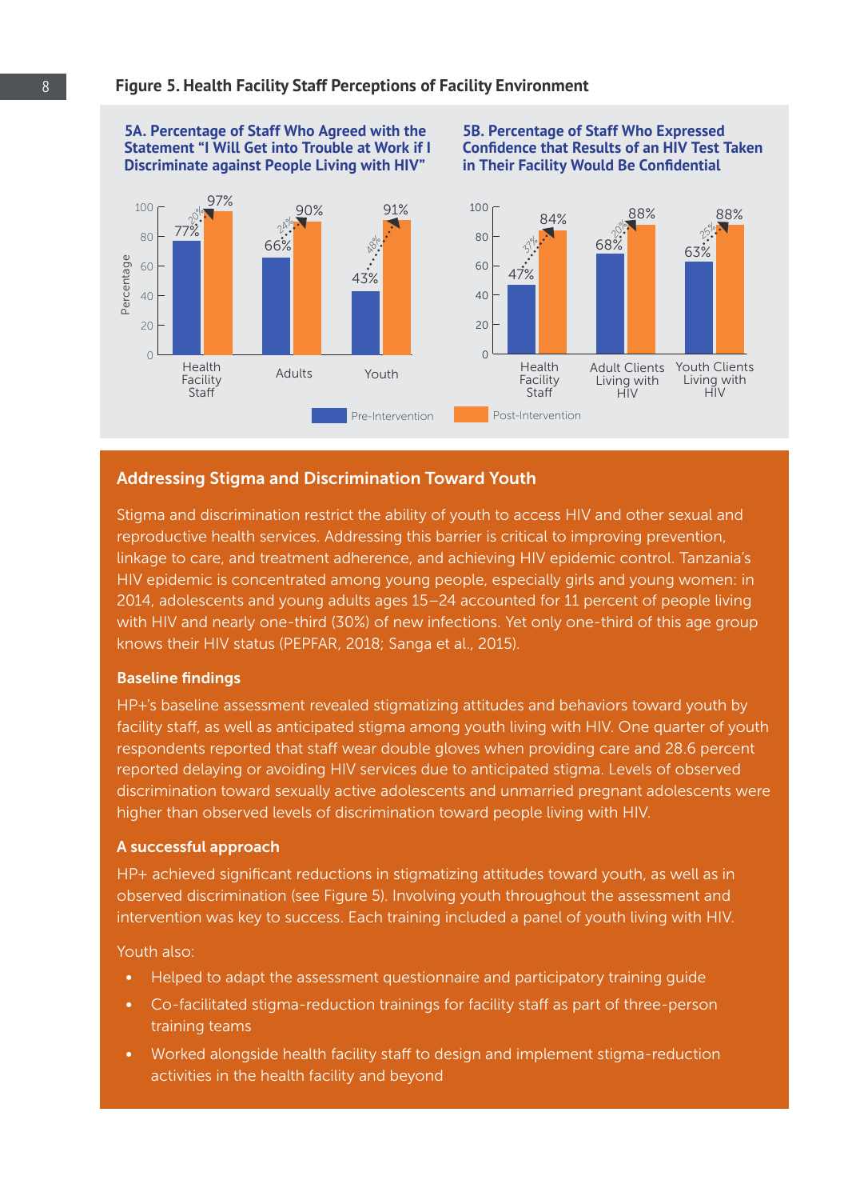**Figure 5. Health Facility Staff Perceptions of Facility Environment**

**5A. Percentage of Staff Who Agreed with the Statement "I Will Get into Trouble at Work if I Discriminate against People Living with HIV"**

| | Pre-Intervention | Post-Intervention | Change |
|---|---|---|---|
| Health Facility Staff | 77% | 97% | 20% |
| Adults | 66% | 90% | 24% |
| Youth | 43% | 91% | 48% |

**5B. Percentage of Staff Who Expressed Confidence that Results of an HIV Test Taken in Their Facility Would Be Confidential**

| | Pre-Intervention | Post-Intervention | Change |
|---|---|---|---|
| Health Facility Staff | 47% | 84% | 37% |
| Adult Clients Living with HIV | 68% | 88% | 20% |
| Youth Clients Living with HIV | 63% | 88% | 25% |

## Addressing Stigma and Discrimination Toward Youth

Stigma and discrimination restrict the ability of youth to access HIV and other sexual and reproductive health services. Addressing this barrier is critical to improving prevention, linkage to care, and treatment adherence, and achieving HIV epidemic control. Tanzania's HIV epidemic is concentrated among young people, especially girls and young women: in 2014, adolescents and young adults ages 15–24 accounted for 11 percent of people living with HIV and nearly one-third (30%) of new infections. Yet only one-third of this age group knows their HIV status (PEPFAR, 2018; Sanga et al., 2015).

### Baseline findings

HP+'s baseline assessment revealed stigmatizing attitudes and behaviors toward youth by facility staff, as well as anticipated stigma among youth living with HIV. One quarter of youth respondents reported that staff wear double gloves when providing care and 28.6 percent reported delaying or avoiding HIV services due to anticipated stigma. Levels of observed discrimination toward sexually active adolescents and unmarried pregnant adolescents were higher than observed levels of discrimination toward people living with HIV.

### A successful approach

HP+ achieved significant reductions in stigmatizing attitudes toward youth, as well as in observed discrimination (see Figure 5). Involving youth throughout the assessment and intervention was key to success. Each training included a panel of youth living with HIV.

Youth also:

- Helped to adapt the assessment questionnaire and participatory training guide
- Co-facilitated stigma-reduction trainings for facility staff as part of three-person training teams
- Worked alongside health facility staff to design and implement stigma-reduction activities in the health facility and beyond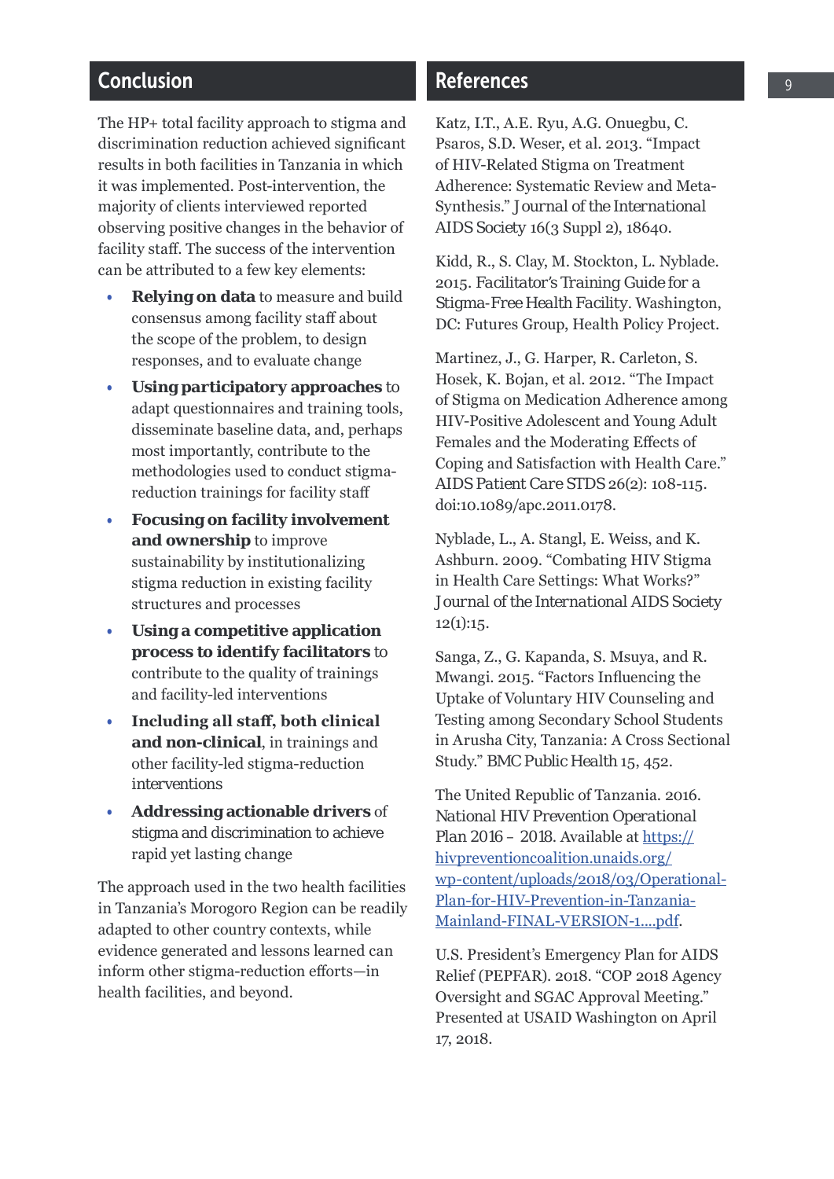## Conclusion

The HP+ total facility approach to stigma and discrimination reduction achieved significant results in both facilities in Tanzania in which it was implemented. Post-intervention, the majority of clients interviewed reported observing positive changes in the behavior of facility staff. The success of the intervention can be attributed to a few key elements:

- **Relying on data** to measure and build consensus among facility staff about the scope of the problem, to design responses, and to evaluate change
- **Using participatory approaches** to adapt questionnaires and training tools, disseminate baseline data, and, perhaps most importantly, contribute to the methodologies used to conduct stigma-reduction trainings for facility staff
- **Focusing on facility involvement and ownership** to improve sustainability by institutionalizing stigma reduction in existing facility structures and processes
- **Using a competitive application process to identify facilitators** to contribute to the quality of trainings and facility-led interventions
- **Including all staff, both clinical and non-clinical**, in trainings and other facility-led stigma-reduction interventions
- **Addressing actionable drivers** of stigma and discrimination to achieve rapid yet lasting change

The approach used in the two health facilities in Tanzania's Morogoro Region can be readily adapted to other country contexts, while evidence generated and lessons learned can inform other stigma-reduction efforts—in health facilities, and beyond.

## References

Katz, I.T., A.E. Ryu, A.G. Onuegbu, C. Psaros, S.D. Weser, et al. 2013. "Impact of HIV-Related Stigma on Treatment Adherence: Systematic Review and Meta-Synthesis." Journal of the International AIDS Society 16(3 Suppl 2), 18640.

Kidd, R., S. Clay, M. Stockton, L. Nyblade. 2015. Facilitator's Training Guide for a Stigma-Free Health Facility. Washington, DC: Futures Group, Health Policy Project.

Martinez, J., G. Harper, R. Carleton, S. Hosek, K. Bojan, et al. 2012. "The Impact of Stigma on Medication Adherence among HIV-Positive Adolescent and Young Adult Females and the Moderating Effects of Coping and Satisfaction with Health Care." AIDS Patient Care STDS 26(2): 108-115. doi:10.1089/apc.2011.0178.

Nyblade, L., A. Stangl, E. Weiss, and K. Ashburn. 2009. "Combating HIV Stigma in Health Care Settings: What Works?" Journal of the International AIDS Society 12(1):15.

Sanga, Z., G. Kapanda, S. Msuya, and R. Mwangi. 2015. "Factors Influencing the Uptake of Voluntary HIV Counseling and Testing among Secondary School Students in Arusha City, Tanzania: A Cross Sectional Study." BMC Public Health 15, 452.

The United Republic of Tanzania. 2016. National HIV Prevention Operational Plan 2016 – 2018. Available at [https://hivpreventioncoalition.unaids.org/wp-content/uploads/2018/03/Operational-Plan-for-HIV-Prevention-in-Tanzania-Mainland-FINAL-VERSION-1....pdf](https://hivpreventioncoalition.unaids.org/wp-content/uploads/2018/03/Operational-Plan-for-HIV-Prevention-in-Tanzania-Mainland-FINAL-VERSION-1....pdf).

U.S. President's Emergency Plan for AIDS Relief (PEPFAR). 2018. "COP 2018 Agency Oversight and SGAC Approval Meeting." Presented at USAID Washington on April 17, 2018.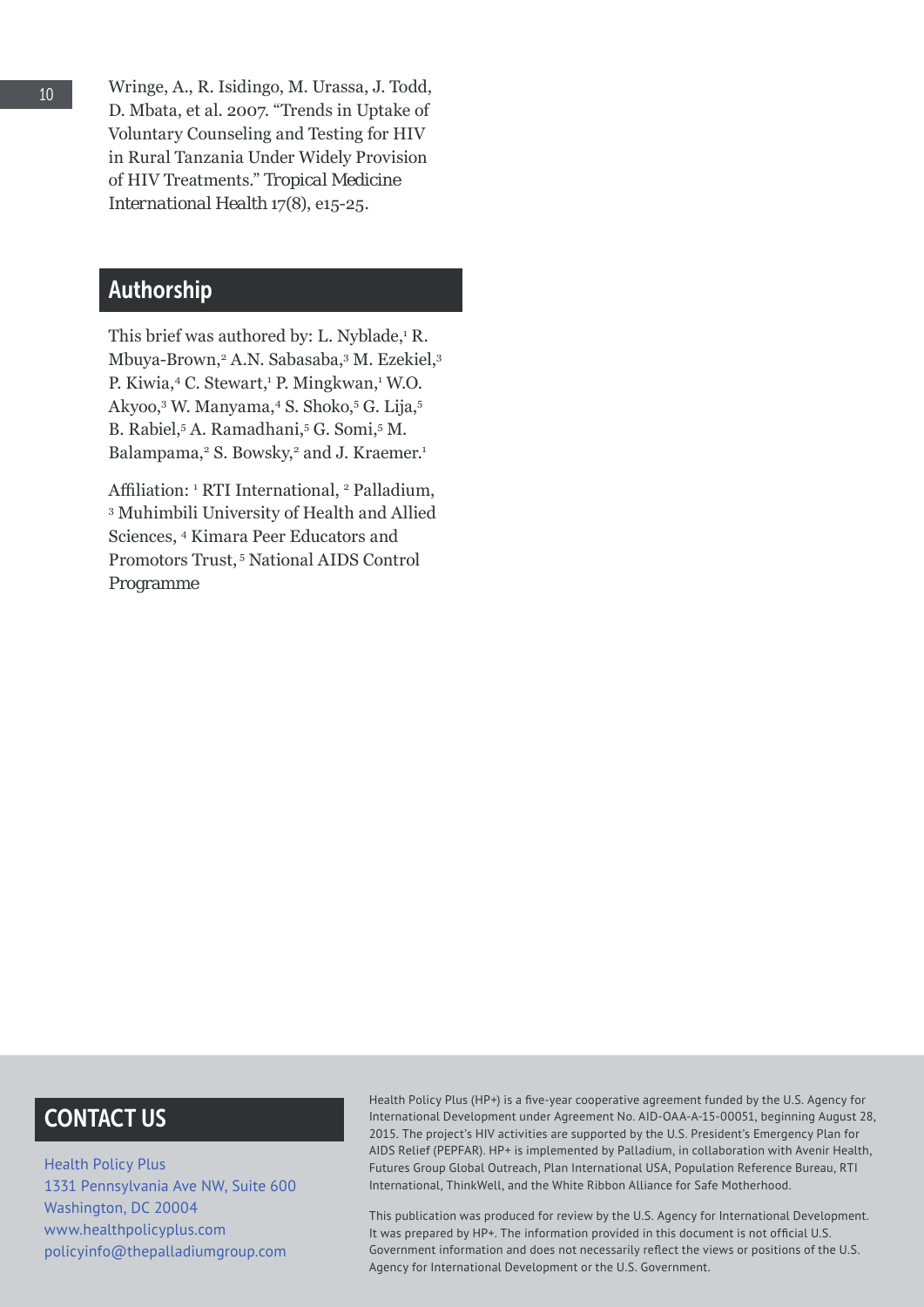Wringe, A., R. Isidingo, M. Urassa, J. Todd, D. Mbata, et al. 2007. "Trends in Uptake of Voluntary Counseling and Testing for HIV in Rural Tanzania Under Widely Provision of HIV Treatments." *Tropical Medicine International Health* 17(8), e15-25.

## Authorship

This brief was authored by: L. Nyblade,[1] R. Mbuya-Brown,[2] A.N. Sabasaba,[3] M. Ezekiel,[3] P. Kiwia,[4] C. Stewart,[1] P. Mingkwan,[1] W.O. Akyoo,[3] W. Manyama,[4] S. Shoko,[5] G. Lija,[5] B. Rabiel,[5] A. Ramadhani,[5] G. Somi,[5] M. Balampama,[2] S. Bowsky,[2] and J. Kraemer.[1]

Affiliation: [1] RTI International, [2] Palladium, [3] Muhimbili University of Health and Allied Sciences, [4] Kimara Peer Educators and Promotors Trust, [5] National AIDS Control Programme

## CONTACT US

Health Policy Plus
1331 Pennsylvania Ave NW, Suite 600
Washington, DC 20004
www.healthpolicyplus.com
policyinfo@thepalladiumgroup.com

Health Policy Plus (HP+) is a five-year cooperative agreement funded by the U.S. Agency for International Development under Agreement No. AID-OAA-A-15-00051, beginning August 28, 2015. The project's HIV activities are supported by the U.S. President's Emergency Plan for AIDS Relief (PEPFAR). HP+ is implemented by Palladium, in collaboration with Avenir Health, Futures Group Global Outreach, Plan International USA, Population Reference Bureau, RTI International, ThinkWell, and the White Ribbon Alliance for Safe Motherhood.

This publication was produced for review by the U.S. Agency for International Development. It was prepared by HP+. The information provided in this document is not official U.S. Government information and does not necessarily reflect the views or positions of the U.S. Agency for International Development or the U.S. Government.